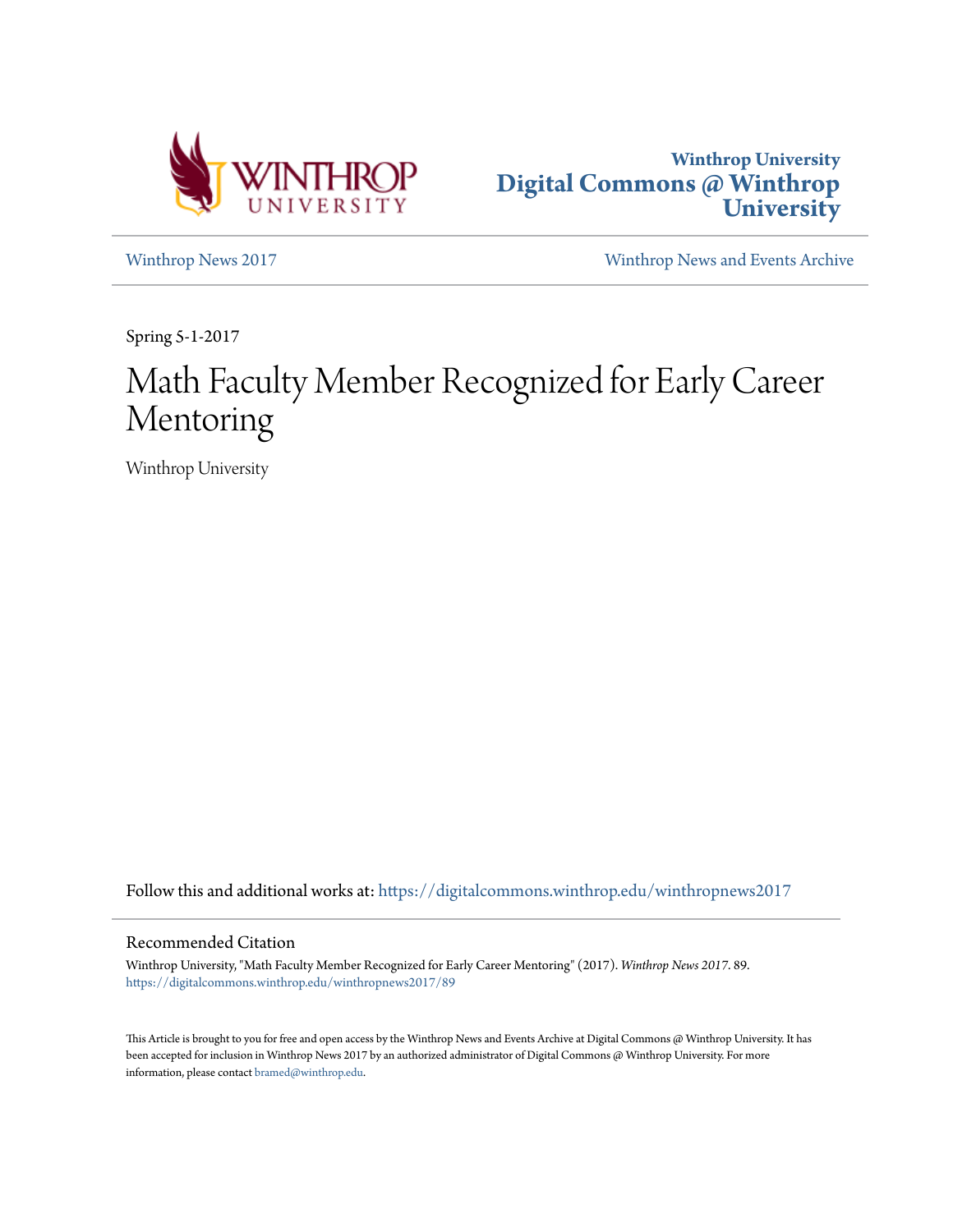Winthrop University
# Digital Commons @ Winthrop University

Winthrop News 2017 | Winthrop News and Events Archive

Spring 5-1-2017

# Math Faculty Member Recognized for Early Career Mentoring

Winthrop University

Follow this and additional works at: https://digitalcommons.winthrop.edu/winthropnews2017

## Recommended Citation

Winthrop University, "Math Faculty Member Recognized for Early Career Mentoring" (2017). *Winthrop News 2017*. 89.
https://digitalcommons.winthrop.edu/winthropnews2017/89

This Article is brought to you for free and open access by the Winthrop News and Events Archive at Digital Commons @ Winthrop University. It has been accepted for inclusion in Winthrop News 2017 by an authorized administrator of Digital Commons @ Winthrop University. For more information, please contact bramed@winthrop.edu.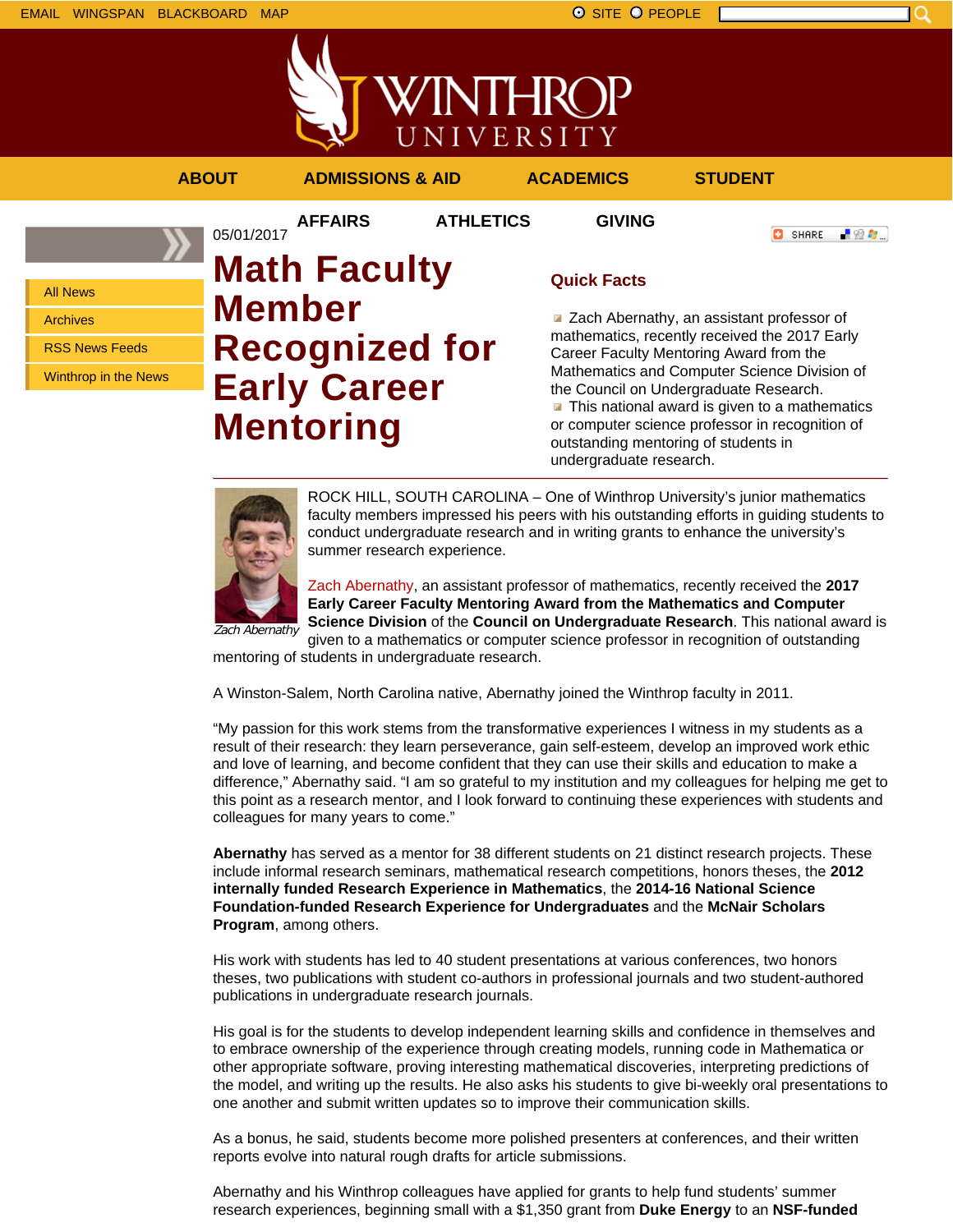EMAIL WINGSPAN BLACKBOARD MAP

SITE PEOPLE

ABOUT ADMISSIONS & AID ACADEMICS STUDENT AFFAIRS ATHLETICS GIVING

- All News
- Archives
- RSS News Feeds
- Winthrop in the News

05/01/2017

# Math Faculty Member Recognized for Early Career Mentoring

## Quick Facts

- Zach Abernathy, an assistant professor of mathematics, recently received the 2017 Early Career Faculty Mentoring Award from the Mathematics and Computer Science Division of the Council on Undergraduate Research.
- This national award is given to a mathematics or computer science professor in recognition of outstanding mentoring of students in undergraduate research.

*Zach Abernathy*

ROCK HILL, SOUTH CAROLINA – One of Winthrop University's junior mathematics faculty members impressed his peers with his outstanding efforts in guiding students to conduct undergraduate research and in writing grants to enhance the university's summer research experience.

Zach Abernathy, an assistant professor of mathematics, recently received the **2017 Early Career Faculty Mentoring Award from the Mathematics and Computer Science Division** of the **Council on Undergraduate Research**. This national award is given to a mathematics or computer science professor in recognition of outstanding mentoring of students in undergraduate research.

A Winston-Salem, North Carolina native, Abernathy joined the Winthrop faculty in 2011.

"My passion for this work stems from the transformative experiences I witness in my students as a result of their research: they learn perseverance, gain self-esteem, develop an improved work ethic and love of learning, and become confident that they can use their skills and education to make a difference," Abernathy said. "I am so grateful to my institution and my colleagues for helping me get to this point as a research mentor, and I look forward to continuing these experiences with students and colleagues for many years to come."

**Abernathy** has served as a mentor for 38 different students on 21 distinct research projects. These include informal research seminars, mathematical research competitions, honors theses, the **2012 internally funded Research Experience in Mathematics**, the **2014-16 National Science Foundation-funded Research Experience for Undergraduates** and the **McNair Scholars Program**, among others.

His work with students has led to 40 student presentations at various conferences, two honors theses, two publications with student co-authors in professional journals and two student-authored publications in undergraduate research journals.

His goal is for the students to develop independent learning skills and confidence in themselves and to embrace ownership of the experience through creating models, running code in Mathematica or other appropriate software, proving interesting mathematical discoveries, interpreting predictions of the model, and writing up the results. He also asks his students to give bi-weekly oral presentations to one another and submit written updates so to improve their communication skills.

As a bonus, he said, students become more polished presenters at conferences, and their written reports evolve into natural rough drafts for article submissions.

Abernathy and his Winthrop colleagues have applied for grants to help fund students' summer research experiences, beginning small with a $1,350 grant from **Duke Energy** to an **NSF-funded**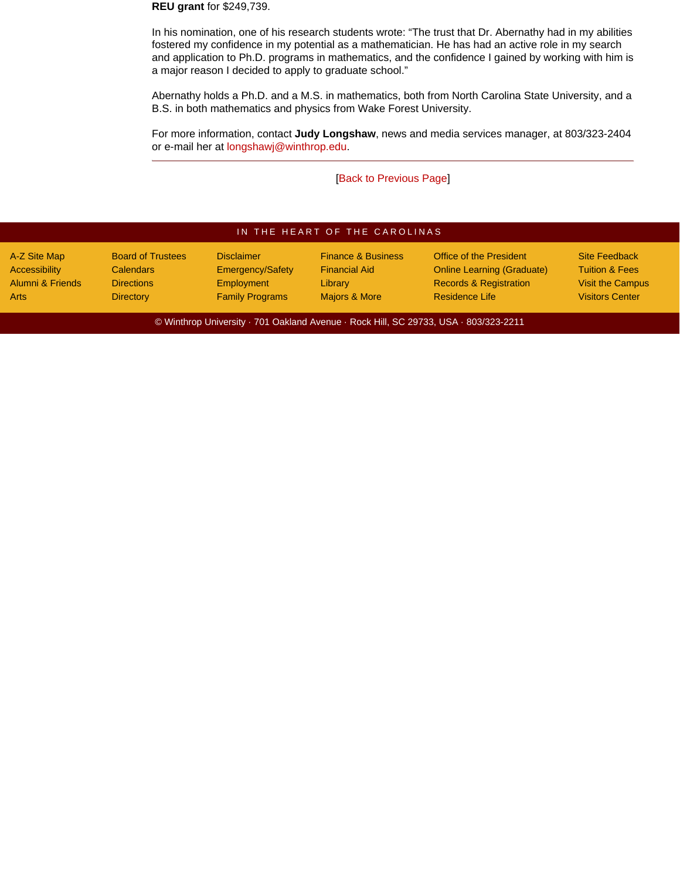**REU grant** for $249,739.

In his nomination, one of his research students wrote: “The trust that Dr. Abernathy had in my abilities fostered my confidence in my potential as a mathematician. He has had an active role in my search and application to Ph.D. programs in mathematics, and the confidence I gained by working with him is a major reason I decided to apply to graduate school.”

Abernathy holds a Ph.D. and a M.S. in mathematics, both from North Carolina State University, and a B.S. in both mathematics and physics from Wake Forest University.

For more information, contact **Judy Longshaw**, news and media services manager, at 803/323-2404 or e-mail her at longshawj@winthrop.edu.

---

[Back to Previous Page]

IN THE HEART OF THE CAROLINAS

A-Z Site Map
Accessibility
Alumni & Friends
Arts
Board of Trustees
Calendars
Directions
Directory
Disclaimer
Emergency/Safety
Employment
Family Programs
Finance & Business
Financial Aid
Library
Majors & More
Office of the President
Online Learning (Graduate)
Records & Registration
Residence Life
Site Feedback
Tuition & Fees
Visit the Campus
Visitors Center

© Winthrop University · 701 Oakland Avenue · Rock Hill, SC 29733, USA · 803/323-2211